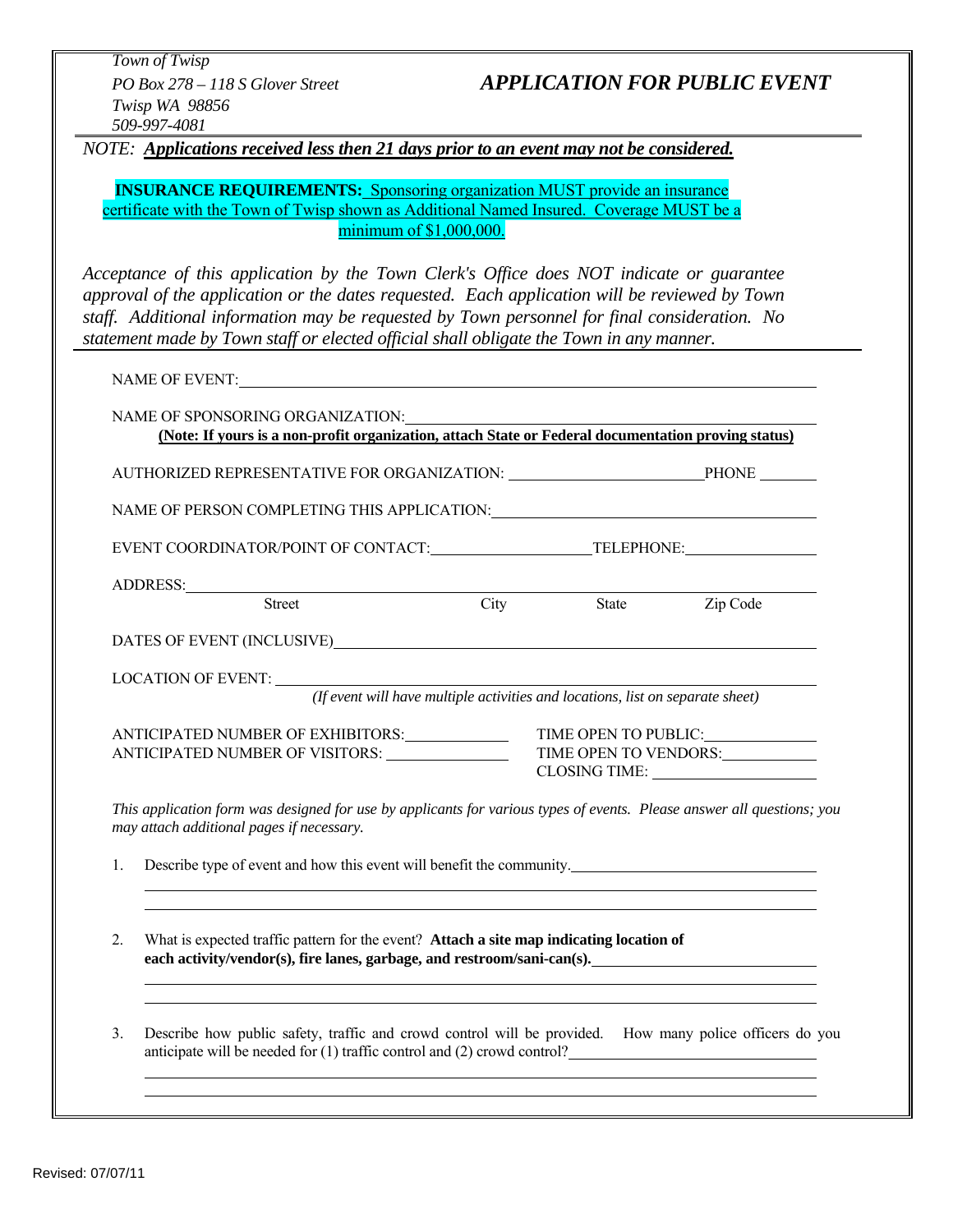*Town of Twisp*
*PO Box 278 – 118 S Glover Street*
*Twisp WA 98856*
*509-997-4081*

# *APPLICATION FOR PUBLIC EVENT*

*NOTE:* ***Applications received less then 21 days prior to an event may not be considered.***

**INSURANCE REQUIREMENTS:** Sponsoring organization MUST provide an insurance certificate with the Town of Twisp shown as Additional Named Insured. Coverage MUST be a minimum of $1,000,000.

*Acceptance of this application by the Town Clerk's Office does NOT indicate or guarantee approval of the application or the dates requested. Each application will be reviewed by Town staff. Additional information may be requested by Town personnel for final consideration. No statement made by Town staff or elected official shall obligate the Town in any manner.*

NAME OF EVENT: ______________________________

NAME OF SPONSORING ORGANIZATION: ______________________________
**(Note: If yours is a non-profit organization, attach State or Federal documentation proving status)**

AUTHORIZED REPRESENTATIVE FOR ORGANIZATION: ____________________ PHONE ________

NAME OF PERSON COMPLETING THIS APPLICATION: ______________________________

EVENT COORDINATOR/POINT OF CONTACT: ____________________ TELEPHONE: ____________________

ADDRESS: ______________________________
Street City State Zip Code

DATES OF EVENT (INCLUSIVE) ______________________________

LOCATION OF EVENT: ______________________________
*(If event will have multiple activities and locations, list on separate sheet)*

ANTICIPATED NUMBER OF EXHIBITORS: ____________ TIME OPEN TO PUBLIC: ____________
ANTICIPATED NUMBER OF VISITORS: ____________ TIME OPEN TO VENDORS: ____________
CLOSING TIME: ____________

*This application form was designed for use by applicants for various types of events. Please answer all questions; you may attach additional pages if necessary.*

1. Describe type of event and how this event will benefit the community. ______________________________

2. What is expected traffic pattern for the event? **Attach a site map indicating location of each activity/vendor(s), fire lanes, garbage, and restroom/sani-can(s).** ______________________________

3. Describe how public safety, traffic and crowd control will be provided. How many police officers do you anticipate will be needed for (1) traffic control and (2) crowd control? ______________________________

Revised: 07/07/11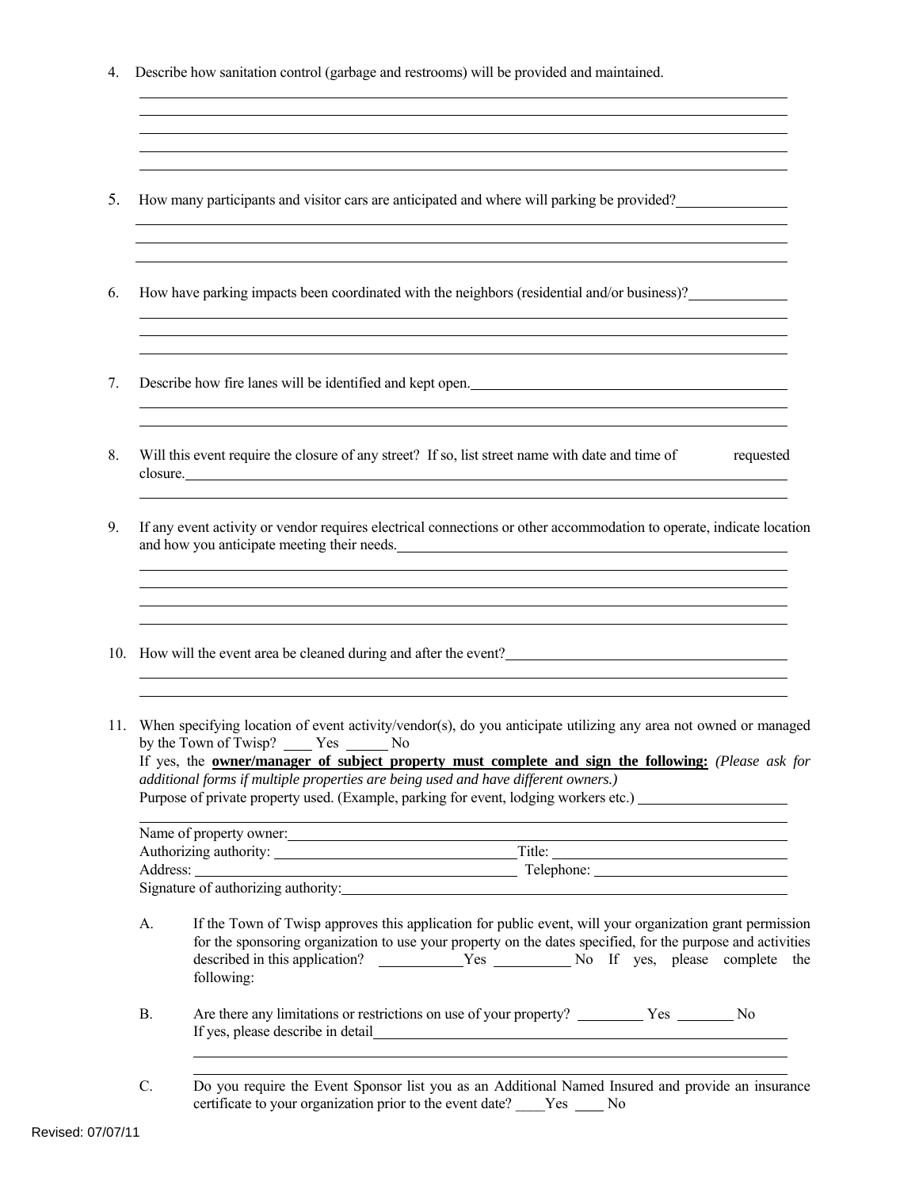4. Describe how sanitation control (garbage and restrooms) will be provided and maintained.

5. How many participants and visitor cars are anticipated and where will parking be provided?

6. How have parking impacts been coordinated with the neighbors (residential and/or business)?

7. Describe how fire lanes will be identified and kept open.

8. Will this event require the closure of any street? If so, list street name with date and time of requested closure.

9. If any event activity or vendor requires electrical connections or other accommodation to operate, indicate location and how you anticipate meeting their needs.

10. How will the event area be cleaned during and after the event?

11. When specifying location of event activity/vendor(s), do you anticipate utilizing any area not owned or managed by the Town of Twisp? ____ Yes ______ No

    If yes, the **owner/manager of subject property must complete and sign the following:** *(Please ask for additional forms if multiple properties are being used and have different owners.)*

    Purpose of private property used. (Example, parking for event, lodging workers etc.) ____________________

    Name of property owner: ____________________

    Authorizing authority: ____________________ Title: ____________________

    Address: ____________________ Telephone: ____________________

    Signature of authorizing authority: ____________________

    A. If the Town of Twisp approves this application for public event, will your organization grant permission for the sponsoring organization to use your property on the dates specified, for the purpose and activities described in this application? ____________Yes ___________ No If yes, please complete the following:

    B. Are there any limitations or restrictions on use of your property? _________ Yes ________ No
       If yes, please describe in detail ____________________

    C. Do you require the Event Sponsor list you as an Additional Named Insured and provide an insurance certificate to your organization prior to the event date? ____Yes ____ No

Revised: 07/07/11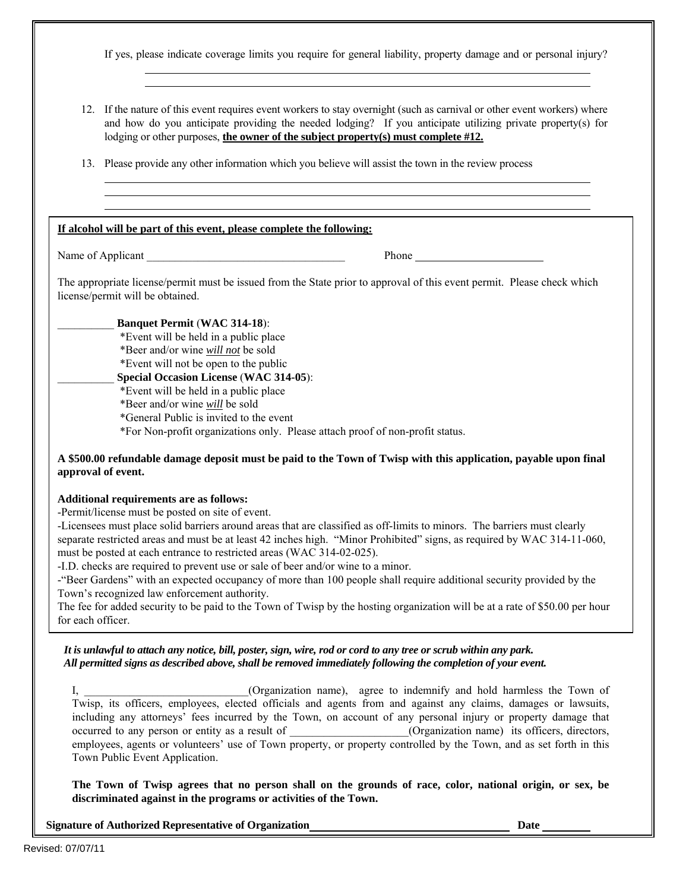If yes, please indicate coverage limits you require for general liability, property damage and or personal injury?

\_\_\_\_\_\_\_\_\_\_\_\_\_\_\_\_\_\_\_\_\_\_\_\_\_\_\_\_\_\_\_\_\_\_\_\_\_\_\_\_\_\_\_\_\_\_\_\_\_\_\_\_\_\_\_\_\_\_\_\_\_\_\_\_\_\_\_\_

\_\_\_\_\_\_\_\_\_\_\_\_\_\_\_\_\_\_\_\_\_\_\_\_\_\_\_\_\_\_\_\_\_\_\_\_\_\_\_\_\_\_\_\_\_\_\_\_\_\_\_\_\_\_\_\_\_\_\_\_\_\_\_\_\_\_\_\_

12. If the nature of this event requires event workers to stay overnight (such as carnival or other event workers) where and how do you anticipate providing the needed lodging? If you anticipate utilizing private property(s) for lodging or other purposes, **<u>the owner of the subject property(s) must complete #12.</u>**

13. Please provide any other information which you believe will assist the town in the review process

\_\_\_\_\_\_\_\_\_\_\_\_\_\_\_\_\_\_\_\_\_\_\_\_\_\_\_\_\_\_\_\_\_\_\_\_\_\_\_\_\_\_\_\_\_\_\_\_\_\_\_\_\_\_\_\_\_\_\_\_\_\_\_\_\_\_\_\_

\_\_\_\_\_\_\_\_\_\_\_\_\_\_\_\_\_\_\_\_\_\_\_\_\_\_\_\_\_\_\_\_\_\_\_\_\_\_\_\_\_\_\_\_\_\_\_\_\_\_\_\_\_\_\_\_\_\_\_\_\_\_\_\_\_\_\_\_

\_\_\_\_\_\_\_\_\_\_\_\_\_\_\_\_\_\_\_\_\_\_\_\_\_\_\_\_\_\_\_\_\_\_\_\_\_\_\_\_\_\_\_\_\_\_\_\_\_\_\_\_\_\_\_\_\_\_\_\_\_\_\_\_\_\_\_\_

**<u>If alcohol will be part of this event, please complete the following:</u>**

Name of Applicant \_\_\_\_\_\_\_\_\_\_\_\_\_\_\_\_\_\_\_\_\_\_\_\_\_\_\_\_\_\_\_\_\_\_\_\_ Phone \_\_\_\_\_\_\_\_\_\_\_\_\_\_\_\_\_\_\_\_\_\_\_\_

The appropriate license/permit must be issued from the State prior to approval of this event permit. Please check which license/permit will be obtained.

\_\_\_\_\_\_\_\_\_\_ **Banquet Permit** (**WAC 314-18**):
- *Event will be held in a public place
- *Beer and/or wine ***<u>will not</u>*** be sold
- *Event will not be open to the public

\_\_\_\_\_\_\_\_\_\_ **Special Occasion License** (**WAC 314-05**):
- *Event will be held in a public place
- *Beer and/or wine ***<u>will</u>*** be sold
- *General Public is invited to the event
- *For Non-profit organizations only. Please attach proof of non-profit status.

**A $500.00 refundable damage deposit must be paid to the Town of Twisp with this application, payable upon final approval of event.**

**Additional requirements are as follows:**

-Permit/license must be posted on site of event.

-Licensees must place solid barriers around areas that are classified as off-limits to minors. The barriers must clearly separate restricted areas and must be at least 42 inches high. "Minor Prohibited" signs, as required by WAC 314-11-060, must be posted at each entrance to restricted areas (WAC 314-02-025).

-I.D. checks are required to prevent use or sale of beer and/or wine to a minor.

-"Beer Gardens" with an expected occupancy of more than 100 people shall require additional security provided by the Town's recognized law enforcement authority.

The fee for added security to be paid to the Town of Twisp by the hosting organization will be at a rate of $50.00 per hour for each officer.

***It is unlawful to attach any notice, bill, poster, sign, wire, rod or cord to any tree or scrub within any park.***
***All permitted signs as described above, shall be removed immediately following the completion of your event.***

I, \_\_\_\_\_\_\_\_\_\_\_\_\_\_\_\_\_\_\_\_\_\_\_\_\_\_\_\_\_(Organization name), agree to indemnify and hold harmless the Town of Twisp, its officers, employees, elected officials and agents from and against any claims, damages or lawsuits, including any attorneys' fees incurred by the Town, on account of any personal injury or property damage that occurred to any person or entity as a result of \_\_\_\_\_\_\_\_\_\_\_\_\_\_\_\_\_\_\_\_\_(Organization name) its officers, directors, employees, agents or volunteers' use of Town property, or property controlled by the Town, and as set forth in this Town Public Event Application.

**The Town of Twisp agrees that no person shall on the grounds of race, color, national origin, or sex, be discriminated against in the programs or activities of the Town.**

**Signature of Authorized Representative of Organization** \_\_\_\_\_\_\_\_\_\_\_\_\_\_\_\_\_\_\_\_\_\_\_\_\_\_\_\_\_\_\_\_\_\_\_\_ **Date** \_\_\_\_\_\_\_\_\_

Revised: 07/07/11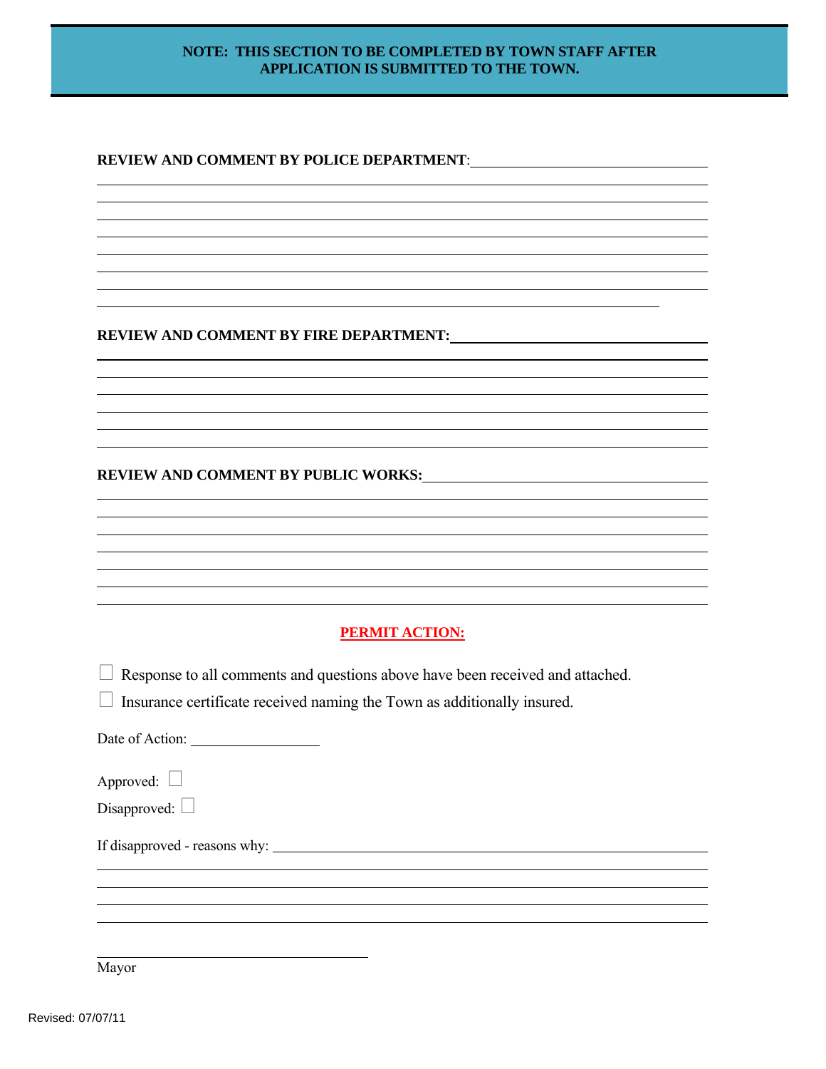**NOTE: THIS SECTION TO BE COMPLETED BY TOWN STAFF AFTER APPLICATION IS SUBMITTED TO THE TOWN.**

**REVIEW AND COMMENT BY POLICE DEPARTMENT**: \_\_\_\_\_\_\_\_\_\_\_\_\_\_\_\_\_\_\_\_\_\_\_\_\_\_\_\_\_\_\_\_

\_\_\_\_\_\_\_\_\_\_\_\_\_\_\_\_\_\_\_\_\_\_\_\_\_\_\_\_\_\_\_\_\_\_\_\_\_\_\_\_\_\_\_\_\_\_\_\_\_\_\_\_\_\_\_\_\_\_\_\_\_\_\_\_\_\_\_\_\_\_\_\_\_\_\_\_\_\_

\_\_\_\_\_\_\_\_\_\_\_\_\_\_\_\_\_\_\_\_\_\_\_\_\_\_\_\_\_\_\_\_\_\_\_\_\_\_\_\_\_\_\_\_\_\_\_\_\_\_\_\_\_\_\_\_\_\_\_\_\_\_\_\_\_\_\_\_\_\_\_\_\_\_\_\_\_\_

\_\_\_\_\_\_\_\_\_\_\_\_\_\_\_\_\_\_\_\_\_\_\_\_\_\_\_\_\_\_\_\_\_\_\_\_\_\_\_\_\_\_\_\_\_\_\_\_\_\_\_\_\_\_\_\_\_\_\_\_\_\_\_\_\_\_\_\_\_\_\_\_\_\_\_\_\_\_

\_\_\_\_\_\_\_\_\_\_\_\_\_\_\_\_\_\_\_\_\_\_\_\_\_\_\_\_\_\_\_\_\_\_\_\_\_\_\_\_\_\_\_\_\_\_\_\_\_\_\_\_\_\_\_\_\_\_\_\_\_\_\_\_\_\_\_\_\_\_\_\_\_\_\_\_\_\_

\_\_\_\_\_\_\_\_\_\_\_\_\_\_\_\_\_\_\_\_\_\_\_\_\_\_\_\_\_\_\_\_\_\_\_\_\_\_\_\_\_\_\_\_\_\_\_\_\_\_\_\_\_\_\_\_\_\_\_\_\_\_\_\_\_\_\_\_\_\_\_\_\_\_\_\_\_\_

\_\_\_\_\_\_\_\_\_\_\_\_\_\_\_\_\_\_\_\_\_\_\_\_\_\_\_\_\_\_\_\_\_\_\_\_\_\_\_\_\_\_\_\_\_\_\_\_\_\_\_\_\_\_\_\_\_\_\_\_\_\_\_\_\_\_\_\_\_\_\_\_\_\_\_\_\_\_

\_\_\_\_\_\_\_\_\_\_\_\_\_\_\_\_\_\_\_\_\_\_\_\_\_\_\_\_\_\_\_\_\_\_\_\_\_\_\_\_\_\_\_\_\_\_\_\_\_\_\_\_\_\_\_\_\_\_\_\_\_\_\_\_\_\_\_\_\_\_\_\_\_\_\_\_\_\_

\_\_\_\_\_\_\_\_\_\_\_\_\_\_\_\_\_\_\_\_\_\_\_\_\_\_\_\_\_\_\_\_\_\_\_\_\_\_\_\_\_\_\_\_\_\_\_\_\_\_\_\_\_\_\_\_\_\_\_\_\_\_\_\_\_\_\_\_\_\_\_\_\_\_\_\_

**REVIEW AND COMMENT BY FIRE DEPARTMENT:** \_\_\_\_\_\_\_\_\_\_\_\_\_\_\_\_\_\_\_\_\_\_\_\_\_\_\_\_\_\_\_\_

\_\_\_\_\_\_\_\_\_\_\_\_\_\_\_\_\_\_\_\_\_\_\_\_\_\_\_\_\_\_\_\_\_\_\_\_\_\_\_\_\_\_\_\_\_\_\_\_\_\_\_\_\_\_\_\_\_\_\_\_\_\_\_\_\_\_\_\_\_\_\_\_\_\_\_\_\_\_

\_\_\_\_\_\_\_\_\_\_\_\_\_\_\_\_\_\_\_\_\_\_\_\_\_\_\_\_\_\_\_\_\_\_\_\_\_\_\_\_\_\_\_\_\_\_\_\_\_\_\_\_\_\_\_\_\_\_\_\_\_\_\_\_\_\_\_\_\_\_\_\_\_\_\_\_\_\_

\_\_\_\_\_\_\_\_\_\_\_\_\_\_\_\_\_\_\_\_\_\_\_\_\_\_\_\_\_\_\_\_\_\_\_\_\_\_\_\_\_\_\_\_\_\_\_\_\_\_\_\_\_\_\_\_\_\_\_\_\_\_\_\_\_\_\_\_\_\_\_\_\_\_\_\_\_\_

\_\_\_\_\_\_\_\_\_\_\_\_\_\_\_\_\_\_\_\_\_\_\_\_\_\_\_\_\_\_\_\_\_\_\_\_\_\_\_\_\_\_\_\_\_\_\_\_\_\_\_\_\_\_\_\_\_\_\_\_\_\_\_\_\_\_\_\_\_\_\_\_\_\_\_\_\_\_

\_\_\_\_\_\_\_\_\_\_\_\_\_\_\_\_\_\_\_\_\_\_\_\_\_\_\_\_\_\_\_\_\_\_\_\_\_\_\_\_\_\_\_\_\_\_\_\_\_\_\_\_\_\_\_\_\_\_\_\_\_\_\_\_\_\_\_\_\_\_\_\_\_\_\_\_\_\_

\_\_\_\_\_\_\_\_\_\_\_\_\_\_\_\_\_\_\_\_\_\_\_\_\_\_\_\_\_\_\_\_\_\_\_\_\_\_\_\_\_\_\_\_\_\_\_\_\_\_\_\_\_\_\_\_\_\_\_\_\_\_\_\_\_\_\_\_\_\_\_\_\_\_\_\_\_\_

**REVIEW AND COMMENT BY PUBLIC WORKS:** \_\_\_\_\_\_\_\_\_\_\_\_\_\_\_\_\_\_\_\_\_\_\_\_\_\_\_\_\_\_\_\_

\_\_\_\_\_\_\_\_\_\_\_\_\_\_\_\_\_\_\_\_\_\_\_\_\_\_\_\_\_\_\_\_\_\_\_\_\_\_\_\_\_\_\_\_\_\_\_\_\_\_\_\_\_\_\_\_\_\_\_\_\_\_\_\_\_\_\_\_\_\_\_\_\_\_\_\_\_\_

\_\_\_\_\_\_\_\_\_\_\_\_\_\_\_\_\_\_\_\_\_\_\_\_\_\_\_\_\_\_\_\_\_\_\_\_\_\_\_\_\_\_\_\_\_\_\_\_\_\_\_\_\_\_\_\_\_\_\_\_\_\_\_\_\_\_\_\_\_\_\_\_\_\_\_\_\_\_

\_\_\_\_\_\_\_\_\_\_\_\_\_\_\_\_\_\_\_\_\_\_\_\_\_\_\_\_\_\_\_\_\_\_\_\_\_\_\_\_\_\_\_\_\_\_\_\_\_\_\_\_\_\_\_\_\_\_\_\_\_\_\_\_\_\_\_\_\_\_\_\_\_\_\_\_\_\_

\_\_\_\_\_\_\_\_\_\_\_\_\_\_\_\_\_\_\_\_\_\_\_\_\_\_\_\_\_\_\_\_\_\_\_\_\_\_\_\_\_\_\_\_\_\_\_\_\_\_\_\_\_\_\_\_\_\_\_\_\_\_\_\_\_\_\_\_\_\_\_\_\_\_\_\_\_\_

\_\_\_\_\_\_\_\_\_\_\_\_\_\_\_\_\_\_\_\_\_\_\_\_\_\_\_\_\_\_\_\_\_\_\_\_\_\_\_\_\_\_\_\_\_\_\_\_\_\_\_\_\_\_\_\_\_\_\_\_\_\_\_\_\_\_\_\_\_\_\_\_\_\_\_\_\_\_

\_\_\_\_\_\_\_\_\_\_\_\_\_\_\_\_\_\_\_\_\_\_\_\_\_\_\_\_\_\_\_\_\_\_\_\_\_\_\_\_\_\_\_\_\_\_\_\_\_\_\_\_\_\_\_\_\_\_\_\_\_\_\_\_\_\_\_\_\_\_\_\_\_\_\_\_\_\_

\_\_\_\_\_\_\_\_\_\_\_\_\_\_\_\_\_\_\_\_\_\_\_\_\_\_\_\_\_\_\_\_\_\_\_\_\_\_\_\_\_\_\_\_\_\_\_\_\_\_\_\_\_\_\_\_\_\_\_\_\_\_\_\_\_\_\_\_\_\_\_\_\_\_\_\_\_\_

## PERMIT ACTION:

☐ Response to all comments and questions above have been received and attached.

☐ Insurance certificate received naming the Town as additionally insured.

Date of Action: \_\_\_\_\_\_\_\_\_\_\_\_\_\_\_\_

Approved: ☐

Disapproved: ☐

If disapproved - reasons why: \_\_\_\_\_\_\_\_\_\_\_\_\_\_\_\_\_\_\_\_\_\_\_\_\_\_\_\_\_\_\_\_\_\_\_\_\_\_\_\_\_\_\_\_\_\_\_\_

\_\_\_\_\_\_\_\_\_\_\_\_\_\_\_\_\_\_\_\_\_\_\_\_\_\_\_\_\_\_\_\_\_\_\_\_\_\_\_\_\_\_\_\_\_\_\_\_\_\_\_\_\_\_\_\_\_\_\_\_\_\_\_\_\_\_\_\_\_\_\_\_\_\_\_\_\_\_

\_\_\_\_\_\_\_\_\_\_\_\_\_\_\_\_\_\_\_\_\_\_\_\_\_\_\_\_\_\_\_\_\_\_\_\_\_\_\_\_\_\_\_\_\_\_\_\_\_\_\_\_\_\_\_\_\_\_\_\_\_\_\_\_\_\_\_\_\_\_\_\_\_\_\_\_\_\_

\_\_\_\_\_\_\_\_\_\_\_\_\_\_\_\_\_\_\_\_\_\_\_\_\_\_\_\_\_\_\_\_\_\_\_\_\_\_\_\_\_\_\_\_\_\_\_\_\_\_\_\_\_\_\_\_\_\_\_\_\_\_\_\_\_\_\_\_\_\_\_\_\_\_\_\_\_\_

\_\_\_\_\_\_\_\_\_\_\_\_\_\_\_\_\_\_\_\_\_\_\_\_\_\_\_\_\_\_\_\_\_\_\_\_\_\_\_\_\_\_\_\_\_\_\_\_\_\_\_\_\_\_\_\_\_\_\_\_\_\_\_\_\_\_\_\_\_\_\_\_\_\_\_\_\_\_

\_\_\_\_\_\_\_\_\_\_\_\_\_\_\_\_\_\_\_\_\_\_\_\_\_\_\_\_\_\_\_\_\_\_\_\_

Mayor

Revised: 07/07/11